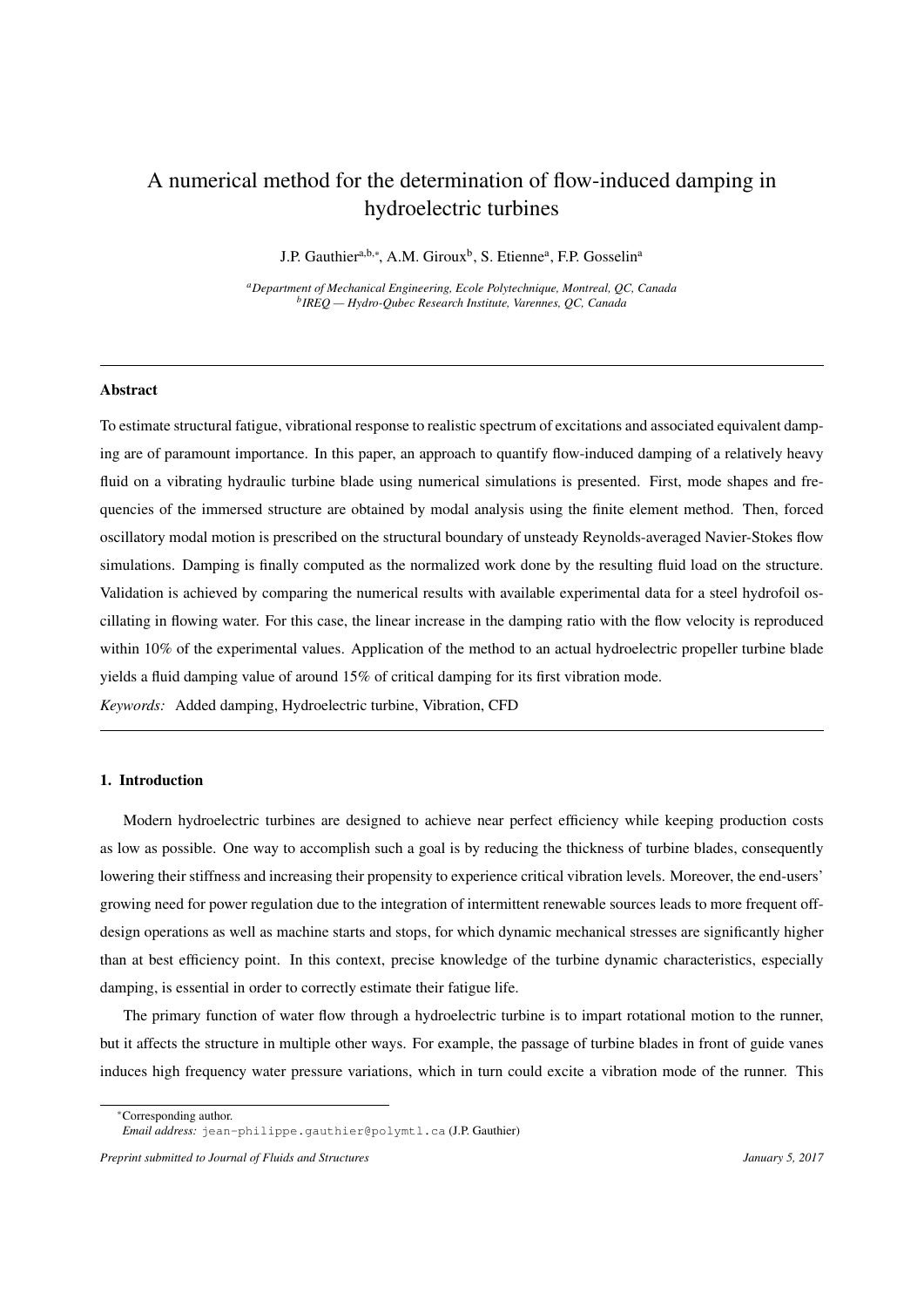# A numerical method for the determination of flow-induced damping in hydroelectric turbines

J.P. Gauthier[a,b,*], A.M. Giroux[b], S. Etienne[a], F.P. Gosselin[a]

[a] *Department of Mechanical Engineering, Ecole Polytechnique, Montreal, QC, Canada*
[b] *IREQ — Hydro-Qubec Research Institute, Varennes, QC, Canada*

---

## Abstract

To estimate structural fatigue, vibrational response to realistic spectrum of excitations and associated equivalent damping are of paramount importance. In this paper, an approach to quantify flow-induced damping of a relatively heavy fluid on a vibrating hydraulic turbine blade using numerical simulations is presented. First, mode shapes and frequencies of the immersed structure are obtained by modal analysis using the finite element method. Then, forced oscillatory modal motion is prescribed on the structural boundary of unsteady Reynolds-averaged Navier-Stokes flow simulations. Damping is finally computed as the normalized work done by the resulting fluid load on the structure. Validation is achieved by comparing the numerical results with available experimental data for a steel hydrofoil oscillating in flowing water. For this case, the linear increase in the damping ratio with the flow velocity is reproduced within 10% of the experimental values. Application of the method to an actual hydroelectric propeller turbine blade yields a fluid damping value of around 15% of critical damping for its first vibration mode.

*Keywords:* Added damping, Hydroelectric turbine, Vibration, CFD

---

## 1. Introduction

Modern hydroelectric turbines are designed to achieve near perfect efficiency while keeping production costs as low as possible. One way to accomplish such a goal is by reducing the thickness of turbine blades, consequently lowering their stiffness and increasing their propensity to experience critical vibration levels. Moreover, the end-users' growing need for power regulation due to the integration of intermittent renewable sources leads to more frequent off-design operations as well as machine starts and stops, for which dynamic mechanical stresses are significantly higher than at best efficiency point. In this context, precise knowledge of the turbine dynamic characteristics, especially damping, is essential in order to correctly estimate their fatigue life.

The primary function of water flow through a hydroelectric turbine is to impart rotational motion to the runner, but it affects the structure in multiple other ways. For example, the passage of turbine blades in front of guide vanes induces high frequency water pressure variations, which in turn could excite a vibration mode of the runner. This

---

*Corresponding author.
*Email address:* `jean-philippe.gauthier@polymtl.ca` (J.P. Gauthier)

*Preprint submitted to Journal of Fluids and Structures* *January 5, 2017*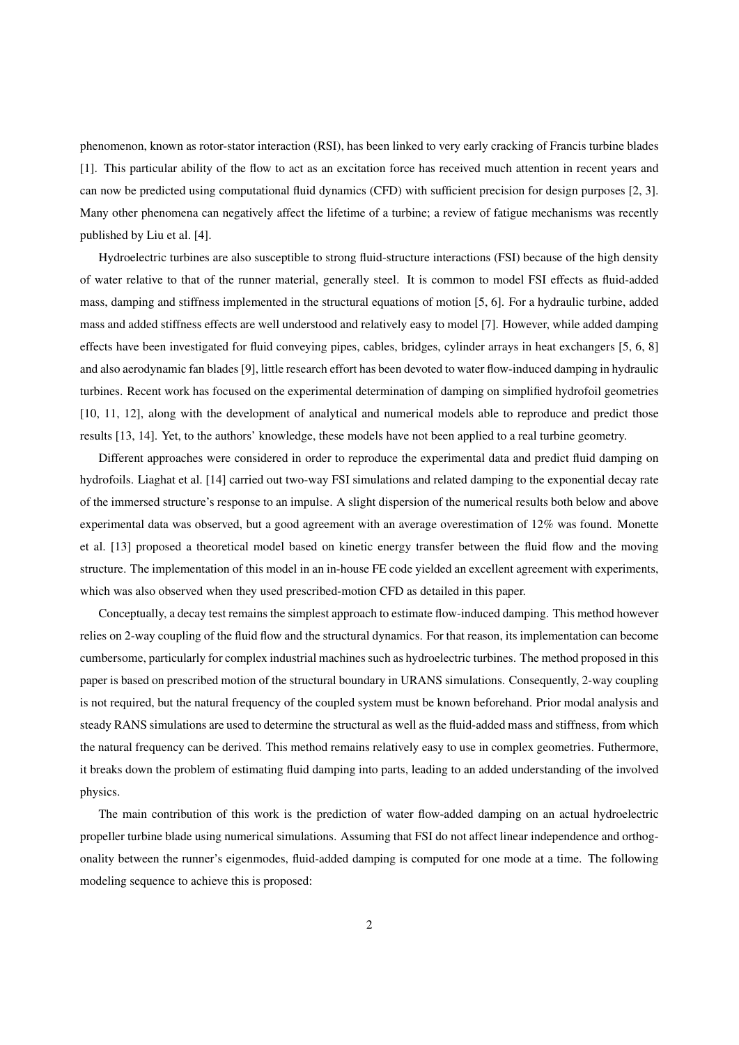phenomenon, known as rotor-stator interaction (RSI), has been linked to very early cracking of Francis turbine blades [1]. This particular ability of the flow to act as an excitation force has received much attention in recent years and can now be predicted using computational fluid dynamics (CFD) with sufficient precision for design purposes [2, 3]. Many other phenomena can negatively affect the lifetime of a turbine; a review of fatigue mechanisms was recently published by Liu et al. [4].

Hydroelectric turbines are also susceptible to strong fluid-structure interactions (FSI) because of the high density of water relative to that of the runner material, generally steel. It is common to model FSI effects as fluid-added mass, damping and stiffness implemented in the structural equations of motion [5, 6]. For a hydraulic turbine, added mass and added stiffness effects are well understood and relatively easy to model [7]. However, while added damping effects have been investigated for fluid conveying pipes, cables, bridges, cylinder arrays in heat exchangers [5, 6, 8] and also aerodynamic fan blades [9], little research effort has been devoted to water flow-induced damping in hydraulic turbines. Recent work has focused on the experimental determination of damping on simplified hydrofoil geometries [10, 11, 12], along with the development of analytical and numerical models able to reproduce and predict those results [13, 14]. Yet, to the authors' knowledge, these models have not been applied to a real turbine geometry.

Different approaches were considered in order to reproduce the experimental data and predict fluid damping on hydrofoils. Liaghat et al. [14] carried out two-way FSI simulations and related damping to the exponential decay rate of the immersed structure's response to an impulse. A slight dispersion of the numerical results both below and above experimental data was observed, but a good agreement with an average overestimation of 12% was found. Monette et al. [13] proposed a theoretical model based on kinetic energy transfer between the fluid flow and the moving structure. The implementation of this model in an in-house FE code yielded an excellent agreement with experiments, which was also observed when they used prescribed-motion CFD as detailed in this paper.

Conceptually, a decay test remains the simplest approach to estimate flow-induced damping. This method however relies on 2-way coupling of the fluid flow and the structural dynamics. For that reason, its implementation can become cumbersome, particularly for complex industrial machines such as hydroelectric turbines. The method proposed in this paper is based on prescribed motion of the structural boundary in URANS simulations. Consequently, 2-way coupling is not required, but the natural frequency of the coupled system must be known beforehand. Prior modal analysis and steady RANS simulations are used to determine the structural as well as the fluid-added mass and stiffness, from which the natural frequency can be derived. This method remains relatively easy to use in complex geometries. Futhermore, it breaks down the problem of estimating fluid damping into parts, leading to an added understanding of the involved physics.

The main contribution of this work is the prediction of water flow-added damping on an actual hydroelectric propeller turbine blade using numerical simulations. Assuming that FSI do not affect linear independence and orthogonality between the runner's eigenmodes, fluid-added damping is computed for one mode at a time. The following modeling sequence to achieve this is proposed: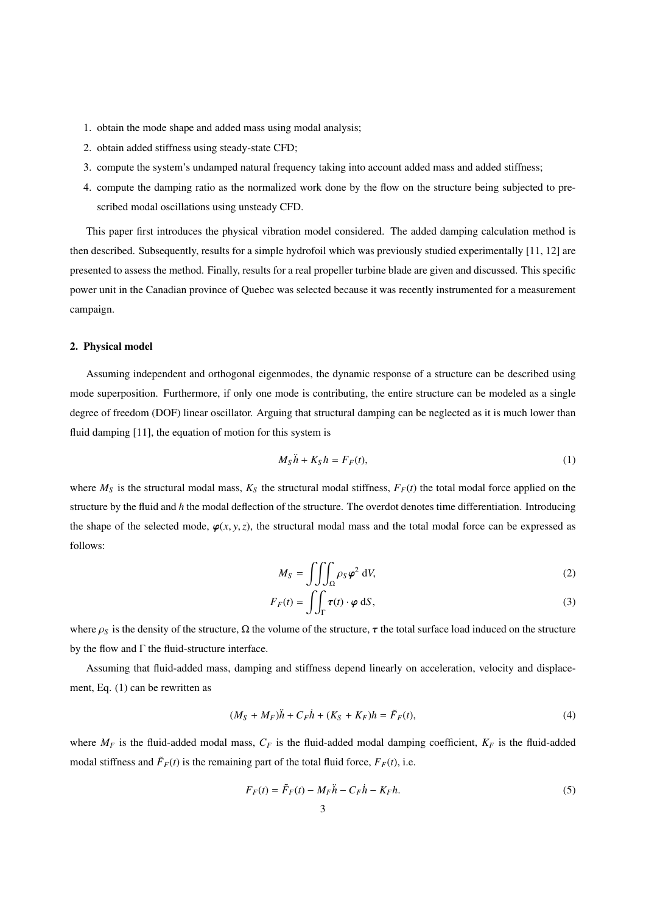1. obtain the mode shape and added mass using modal analysis;
2. obtain added stiffness using steady-state CFD;
3. compute the system's undamped natural frequency taking into account added mass and added stiffness;
4. compute the damping ratio as the normalized work done by the flow on the structure being subjected to prescribed modal oscillations using unsteady CFD.

This paper first introduces the physical vibration model considered. The added damping calculation method is then described. Subsequently, results for a simple hydrofoil which was previously studied experimentally [11, 12] are presented to assess the method. Finally, results for a real propeller turbine blade are given and discussed. This specific power unit in the Canadian province of Quebec was selected because it was recently instrumented for a measurement campaign.

## 2. Physical model

Assuming independent and orthogonal eigenmodes, the dynamic response of a structure can be described using mode superposition. Furthermore, if only one mode is contributing, the entire structure can be modeled as a single degree of freedom (DOF) linear oscillator. Arguing that structural damping can be neglected as it is much lower than fluid damping [11], the equation of motion for this system is

$$M_S \ddot{h} + K_S h = F_F(t), \tag{1}$$

where $M_S$ is the structural modal mass, $K_S$ the structural modal stiffness, $F_F(t)$ the total modal force applied on the structure by the fluid and $h$ the modal deflection of the structure. The overdot denotes time differentiation. Introducing the shape of the selected mode, $\boldsymbol{\varphi}(x, y, z)$, the structural modal mass and the total modal force can be expressed as follows:

$$M_S = \iiint_{\Omega} \rho_S \boldsymbol{\varphi}^2 \, \mathrm{d}V, \tag{2}$$

$$F_F(t) = \iint_{\Gamma} \boldsymbol{\tau}(t) \cdot \boldsymbol{\varphi} \, \mathrm{d}S, \tag{3}$$

where $\rho_S$ is the density of the structure, $\Omega$ the volume of the structure, $\boldsymbol{\tau}$ the total surface load induced on the structure by the flow and $\Gamma$ the fluid-structure interface.

Assuming that fluid-added mass, damping and stiffness depend linearly on acceleration, velocity and displacement, Eq. (1) can be rewritten as

$$(M_S + M_F)\ddot{h} + C_F \dot{h} + (K_S + K_F)h = \tilde{F}_F(t), \tag{4}$$

where $M_F$ is the fluid-added modal mass, $C_F$ is the fluid-added modal damping coefficient, $K_F$ is the fluid-added modal stiffness and $\tilde{F}_F(t)$ is the remaining part of the total fluid force, $F_F(t)$, i.e.

$$F_F(t) = \tilde{F}_F(t) - M_F \ddot{h} - C_F \dot{h} - K_F h. \tag{5}$$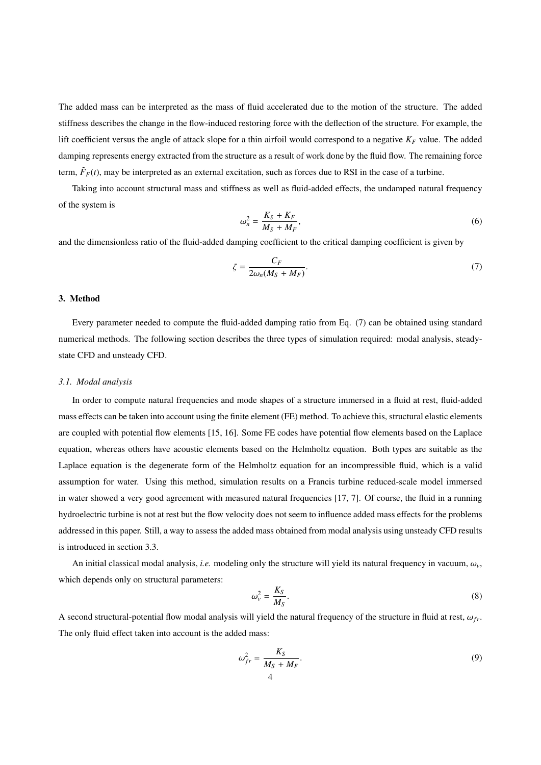The added mass can be interpreted as the mass of fluid accelerated due to the motion of the structure. The added stiffness describes the change in the flow-induced restoring force with the deflection of the structure. For example, the lift coefficient versus the angle of attack slope for a thin airfoil would correspond to a negative $K_F$ value. The added damping represents energy extracted from the structure as a result of work done by the fluid flow. The remaining force term, $\tilde{F}_F(t)$, may be interpreted as an external excitation, such as forces due to RSI in the case of a turbine.

Taking into account structural mass and stiffness as well as fluid-added effects, the undamped natural frequency of the system is

$$\omega_n^2 = \frac{K_S + K_F}{M_S + M_F}, \tag{6}$$

and the dimensionless ratio of the fluid-added damping coefficient to the critical damping coefficient is given by

$$\zeta = \frac{C_F}{2\omega_n(M_S + M_F)}. \tag{7}$$

## 3. Method

Every parameter needed to compute the fluid-added damping ratio from Eq. (7) can be obtained using standard numerical methods. The following section describes the three types of simulation required: modal analysis, steady-state CFD and unsteady CFD.

### 3.1. Modal analysis

In order to compute natural frequencies and mode shapes of a structure immersed in a fluid at rest, fluid-added mass effects can be taken into account using the finite element (FE) method. To achieve this, structural elastic elements are coupled with potential flow elements [15, 16]. Some FE codes have potential flow elements based on the Laplace equation, whereas others have acoustic elements based on the Helmholtz equation. Both types are suitable as the Laplace equation is the degenerate form of the Helmholtz equation for an incompressible fluid, which is a valid assumption for water. Using this method, simulation results on a Francis turbine reduced-scale model immersed in water showed a very good agreement with measured natural frequencies [17, 7]. Of course, the fluid in a running hydroelectric turbine is not at rest but the flow velocity does not seem to influence added mass effects for the problems addressed in this paper. Still, a way to assess the added mass obtained from modal analysis using unsteady CFD results is introduced in section 3.3.

An initial classical modal analysis, *i.e.* modeling only the structure will yield its natural frequency in vacuum, $\omega_v$, which depends only on structural parameters:

$$\omega_v^2 = \frac{K_S}{M_S}. \tag{8}$$

A second structural-potential flow modal analysis will yield the natural frequency of the structure in fluid at rest, $\omega_{fr}$. The only fluid effect taken into account is the added mass:

$$\omega_{fr}^2 = \frac{K_S}{M_S + M_F}. \tag{9}$$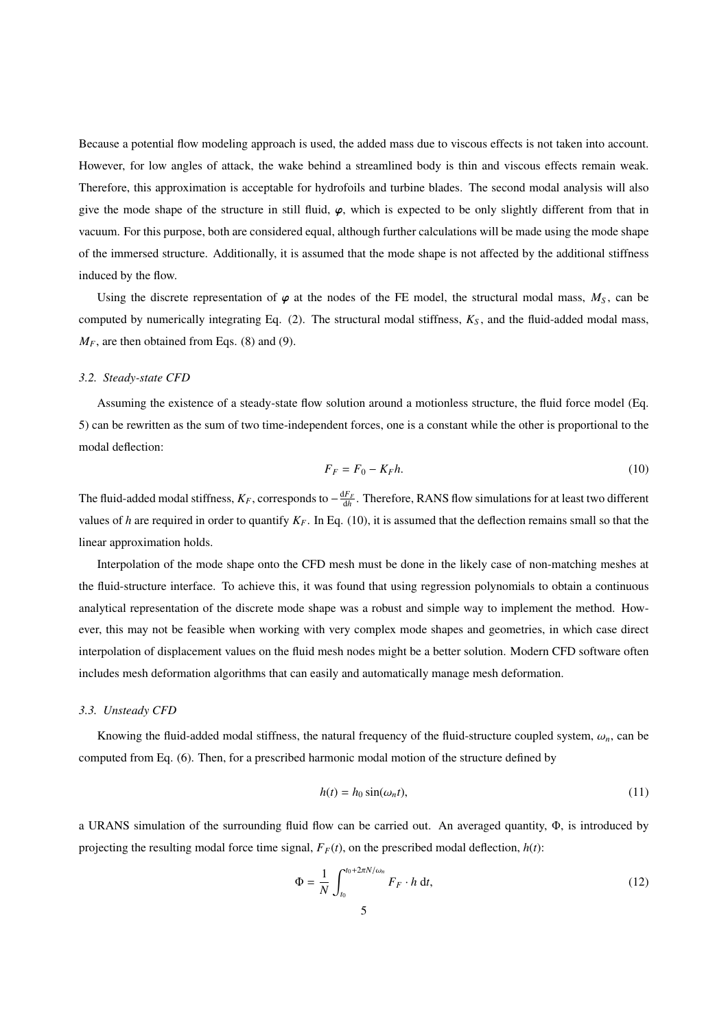Because a potential flow modeling approach is used, the added mass due to viscous effects is not taken into account. However, for low angles of attack, the wake behind a streamlined body is thin and viscous effects remain weak. Therefore, this approximation is acceptable for hydrofoils and turbine blades. The second modal analysis will also give the mode shape of the structure in still fluid, $\boldsymbol{\varphi}$, which is expected to be only slightly different from that in vacuum. For this purpose, both are considered equal, although further calculations will be made using the mode shape of the immersed structure. Additionally, it is assumed that the mode shape is not affected by the additional stiffness induced by the flow.

Using the discrete representation of $\boldsymbol{\varphi}$ at the nodes of the FE model, the structural modal mass, $M_S$, can be computed by numerically integrating Eq. (2). The structural modal stiffness, $K_S$, and the fluid-added modal mass, $M_F$, are then obtained from Eqs. (8) and (9).

### 3.2. Steady-state CFD

Assuming the existence of a steady-state flow solution around a motionless structure, the fluid force model (Eq. 5) can be rewritten as the sum of two time-independent forces, one is a constant while the other is proportional to the modal deflection:

$$F_F = F_0 - K_F h. \tag{10}$$

The fluid-added modal stiffness, $K_F$, corresponds to $-\frac{\mathrm{d}F_F}{\mathrm{d}h}$. Therefore, RANS flow simulations for at least two different values of $h$ are required in order to quantify $K_F$. In Eq. (10), it is assumed that the deflection remains small so that the linear approximation holds.

Interpolation of the mode shape onto the CFD mesh must be done in the likely case of non-matching meshes at the fluid-structure interface. To achieve this, it was found that using regression polynomials to obtain a continuous analytical representation of the discrete mode shape was a robust and simple way to implement the method. However, this may not be feasible when working with very complex mode shapes and geometries, in which case direct interpolation of displacement values on the fluid mesh nodes might be a better solution. Modern CFD software often includes mesh deformation algorithms that can easily and automatically manage mesh deformation.

### 3.3. Unsteady CFD

Knowing the fluid-added modal stiffness, the natural frequency of the fluid-structure coupled system, $\omega_n$, can be computed from Eq. (6). Then, for a prescribed harmonic modal motion of the structure defined by

$$h(t) = h_0 \sin(\omega_n t), \tag{11}$$

a URANS simulation of the surrounding fluid flow can be carried out. An averaged quantity, $\Phi$, is introduced by projecting the resulting modal force time signal, $F_F(t)$, on the prescribed modal deflection, $h(t)$:

$$\Phi = \frac{1}{N} \int_{t_0}^{t_0 + 2\pi N/\omega_n} F_F \cdot h \, \mathrm{d}t, \tag{12}$$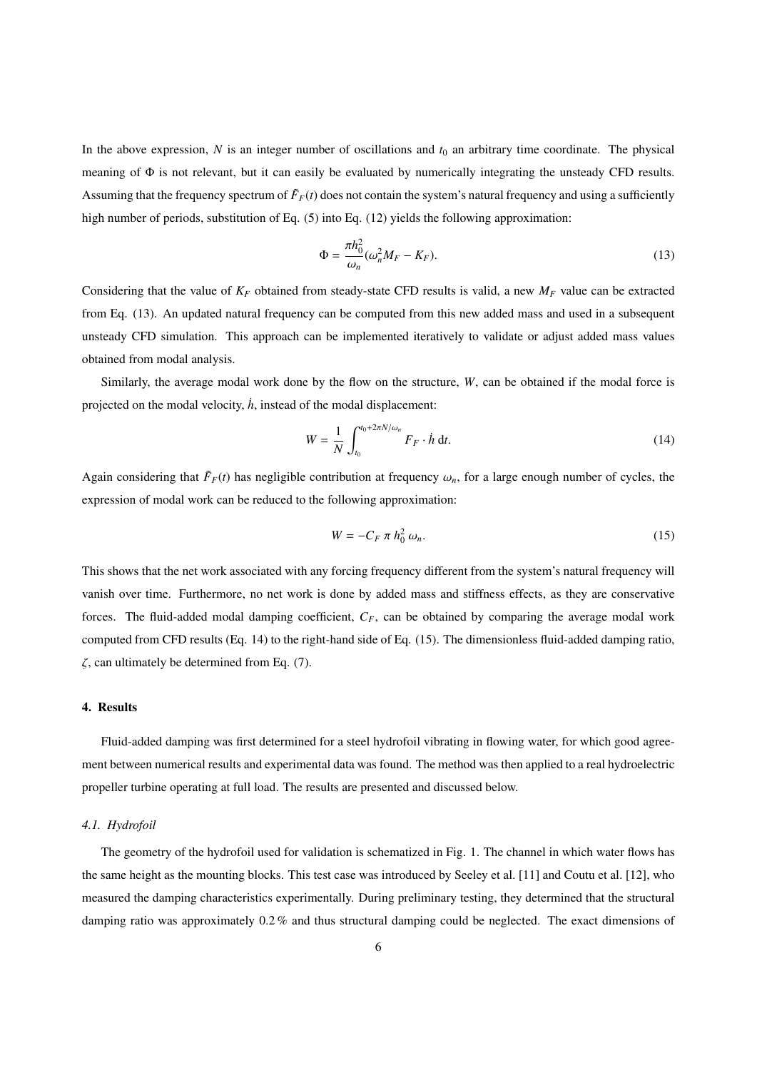In the above expression, $N$ is an integer number of oscillations and $t_0$ an arbitrary time coordinate. The physical meaning of $\Phi$ is not relevant, but it can easily be evaluated by numerically integrating the unsteady CFD results. Assuming that the frequency spectrum of $\tilde{F}_F(t)$ does not contain the system's natural frequency and using a sufficiently high number of periods, substitution of Eq. (5) into Eq. (12) yields the following approximation:

$$\Phi = \frac{\pi h_0^2}{\omega_n}(\omega_n^2 M_F - K_F). \tag{13}$$

Considering that the value of $K_F$ obtained from steady-state CFD results is valid, a new $M_F$ value can be extracted from Eq. (13). An updated natural frequency can be computed from this new added mass and used in a subsequent unsteady CFD simulation. This approach can be implemented iteratively to validate or adjust added mass values obtained from modal analysis.

Similarly, the average modal work done by the flow on the structure, $W$, can be obtained if the modal force is projected on the modal velocity, $\dot{h}$, instead of the modal displacement:

$$W = \frac{1}{N}\int_{t_0}^{t_0+2\pi N/\omega_n} F_F \cdot \dot{h}\,\mathrm{d}t. \tag{14}$$

Again considering that $\tilde{F}_F(t)$ has negligible contribution at frequency $\omega_n$, for a large enough number of cycles, the expression of modal work can be reduced to the following approximation:

$$W = -C_F\,\pi\,h_0^2\,\omega_n. \tag{15}$$

This shows that the net work associated with any forcing frequency different from the system's natural frequency will vanish over time. Furthermore, no net work is done by added mass and stiffness effects, as they are conservative forces. The fluid-added modal damping coefficient, $C_F$, can be obtained by comparing the average modal work computed from CFD results (Eq. 14) to the right-hand side of Eq. (15). The dimensionless fluid-added damping ratio, $\zeta$, can ultimately be determined from Eq. (7).

## 4. Results

Fluid-added damping was first determined for a steel hydrofoil vibrating in flowing water, for which good agreement between numerical results and experimental data was found. The method was then applied to a real hydroelectric propeller turbine operating at full load. The results are presented and discussed below.

### *4.1. Hydrofoil*

The geometry of the hydrofoil used for validation is schematized in Fig. 1. The channel in which water flows has the same height as the mounting blocks. This test case was introduced by Seeley et al. [11] and Coutu et al. [12], who measured the damping characteristics experimentally. During preliminary testing, they determined that the structural damping ratio was approximately 0.2 % and thus structural damping could be neglected. The exact dimensions of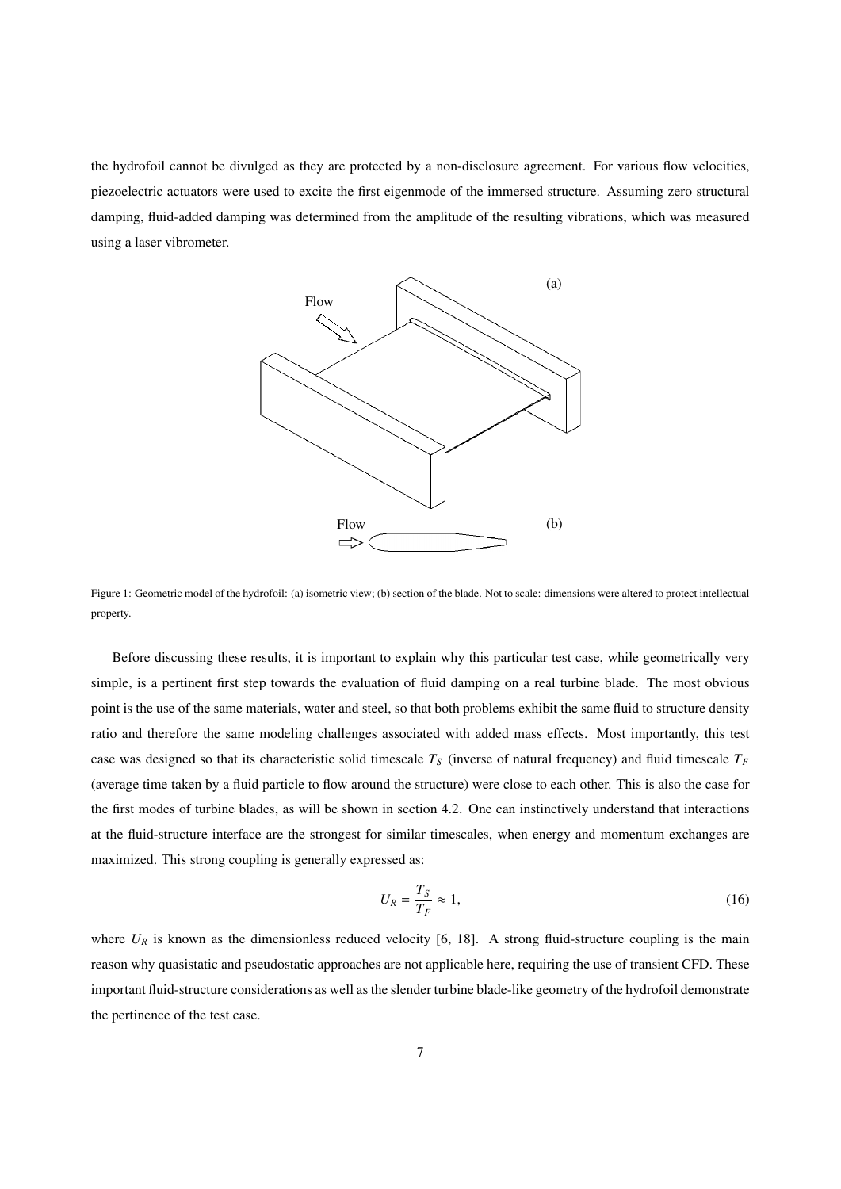the hydrofoil cannot be divulged as they are protected by a non-disclosure agreement. For various flow velocities, piezoelectric actuators were used to excite the first eigenmode of the immersed structure. Assuming zero structural damping, fluid-added damping was determined from the amplitude of the resulting vibrations, which was measured using a laser vibrometer.

Figure 1: Geometric model of the hydrofoil: (a) isometric view; (b) section of the blade. Not to scale: dimensions were altered to protect intellectual property.

Before discussing these results, it is important to explain why this particular test case, while geometrically very simple, is a pertinent first step towards the evaluation of fluid damping on a real turbine blade. The most obvious point is the use of the same materials, water and steel, so that both problems exhibit the same fluid to structure density ratio and therefore the same modeling challenges associated with added mass effects. Most importantly, this test case was designed so that its characteristic solid timescale $T_S$ (inverse of natural frequency) and fluid timescale $T_F$ (average time taken by a fluid particle to flow around the structure) were close to each other. This is also the case for the first modes of turbine blades, as will be shown in section 4.2. One can instinctively understand that interactions at the fluid-structure interface are the strongest for similar timescales, when energy and momentum exchanges are maximized. This strong coupling is generally expressed as:

$$U_R = \frac{T_S}{T_F} \approx 1, \tag{16}$$

where $U_R$ is known as the dimensionless reduced velocity [6, 18]. A strong fluid-structure coupling is the main reason why quasistatic and pseudostatic approaches are not applicable here, requiring the use of transient CFD. These important fluid-structure considerations as well as the slender turbine blade-like geometry of the hydrofoil demonstrate the pertinence of the test case.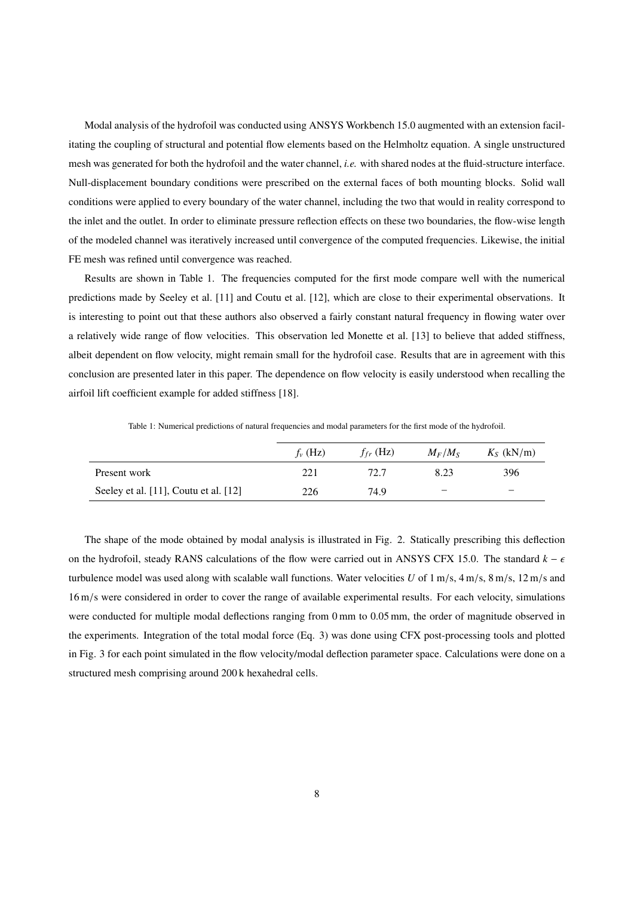Modal analysis of the hydrofoil was conducted using ANSYS Workbench 15.0 augmented with an extension facilitating the coupling of structural and potential flow elements based on the Helmholtz equation. A single unstructured mesh was generated for both the hydrofoil and the water channel, *i.e.* with shared nodes at the fluid-structure interface. Null-displacement boundary conditions were prescribed on the external faces of both mounting blocks. Solid wall conditions were applied to every boundary of the water channel, including the two that would in reality correspond to the inlet and the outlet. In order to eliminate pressure reflection effects on these two boundaries, the flow-wise length of the modeled channel was iteratively increased until convergence of the computed frequencies. Likewise, the initial FE mesh was refined until convergence was reached.

Results are shown in Table 1. The frequencies computed for the first mode compare well with the numerical predictions made by Seeley et al. [11] and Coutu et al. [12], which are close to their experimental observations. It is interesting to point out that these authors also observed a fairly constant natural frequency in flowing water over a relatively wide range of flow velocities. This observation led Monette et al. [13] to believe that added stiffness, albeit dependent on flow velocity, might remain small for the hydrofoil case. Results that are in agreement with this conclusion are presented later in this paper. The dependence on flow velocity is easily understood when recalling the airfoil lift coefficient example for added stiffness [18].

Table 1: Numerical predictions of natural frequencies and modal parameters for the first mode of the hydrofoil.

| | $f_v$ (Hz) | $f_{fr}$ (Hz) | $M_F/M_S$ | $K_S$ (kN/m) |
|---|---|---|---|---|
| Present work | 221 | 72.7 | 8.23 | 396 |
| Seeley et al. [11], Coutu et al. [12] | 226 | 74.9 | − | − |

The shape of the mode obtained by modal analysis is illustrated in Fig. 2. Statically prescribing this deflection on the hydrofoil, steady RANS calculations of the flow were carried out in ANSYS CFX 15.0. The standard $k-\epsilon$ turbulence model was used along with scalable wall functions. Water velocities $U$ of 1 m/s, 4 m/s, 8 m/s, 12 m/s and 16 m/s were considered in order to cover the range of available experimental results. For each velocity, simulations were conducted for multiple modal deflections ranging from 0 mm to 0.05 mm, the order of magnitude observed in the experiments. Integration of the total modal force (Eq. 3) was done using CFX post-processing tools and plotted in Fig. 3 for each point simulated in the flow velocity/modal deflection parameter space. Calculations were done on a structured mesh comprising around 200 k hexahedral cells.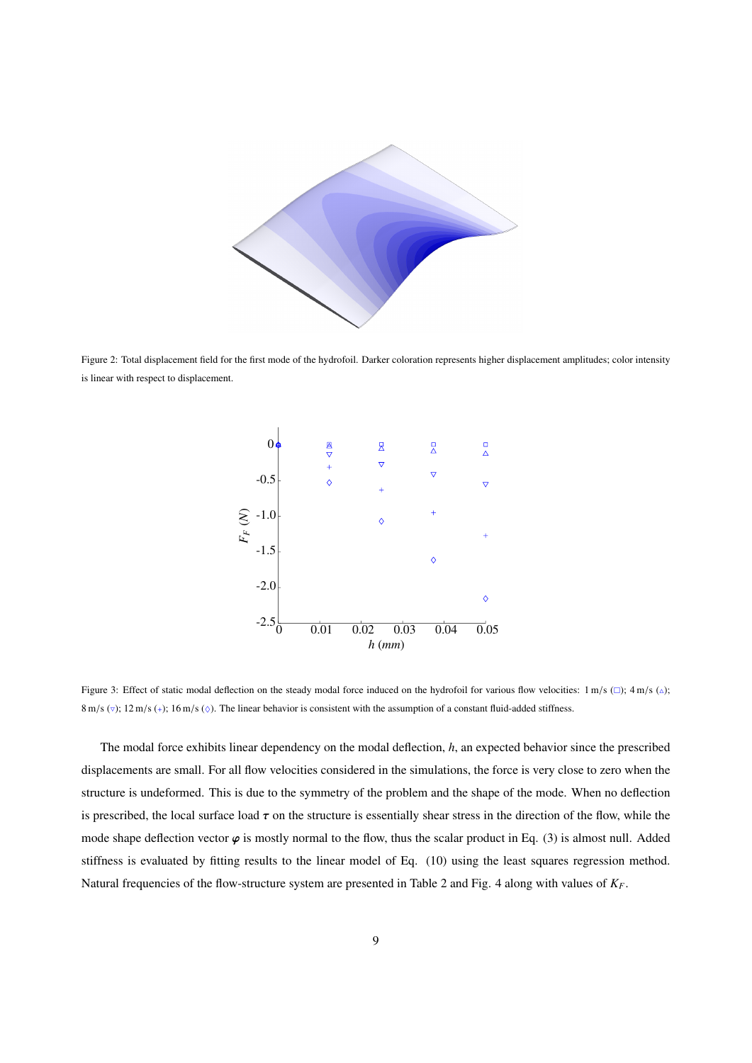Figure 2: Total displacement field for the first mode of the hydrofoil. Darker coloration represents higher displacement amplitudes; color intensity is linear with respect to displacement.

Figure 3: Effect of static modal deflection on the steady modal force induced on the hydrofoil for various flow velocities: 1 m/s (□); 4 m/s (△); 8 m/s (▽); 12 m/s (+); 16 m/s (◇). The linear behavior is consistent with the assumption of a constant fluid-added stiffness.

The modal force exhibits linear dependency on the modal deflection, $h$, an expected behavior since the prescribed displacements are small. For all flow velocities considered in the simulations, the force is very close to zero when the structure is undeformed. This is due to the symmetry of the problem and the shape of the mode. When no deflection is prescribed, the local surface load $\boldsymbol{\tau}$ on the structure is essentially shear stress in the direction of the flow, while the mode shape deflection vector $\boldsymbol{\varphi}$ is mostly normal to the flow, thus the scalar product in Eq. (3) is almost null. Added stiffness is evaluated by fitting results to the linear model of Eq. (10) using the least squares regression method. Natural frequencies of the flow-structure system are presented in Table 2 and Fig. 4 along with values of $K_F$.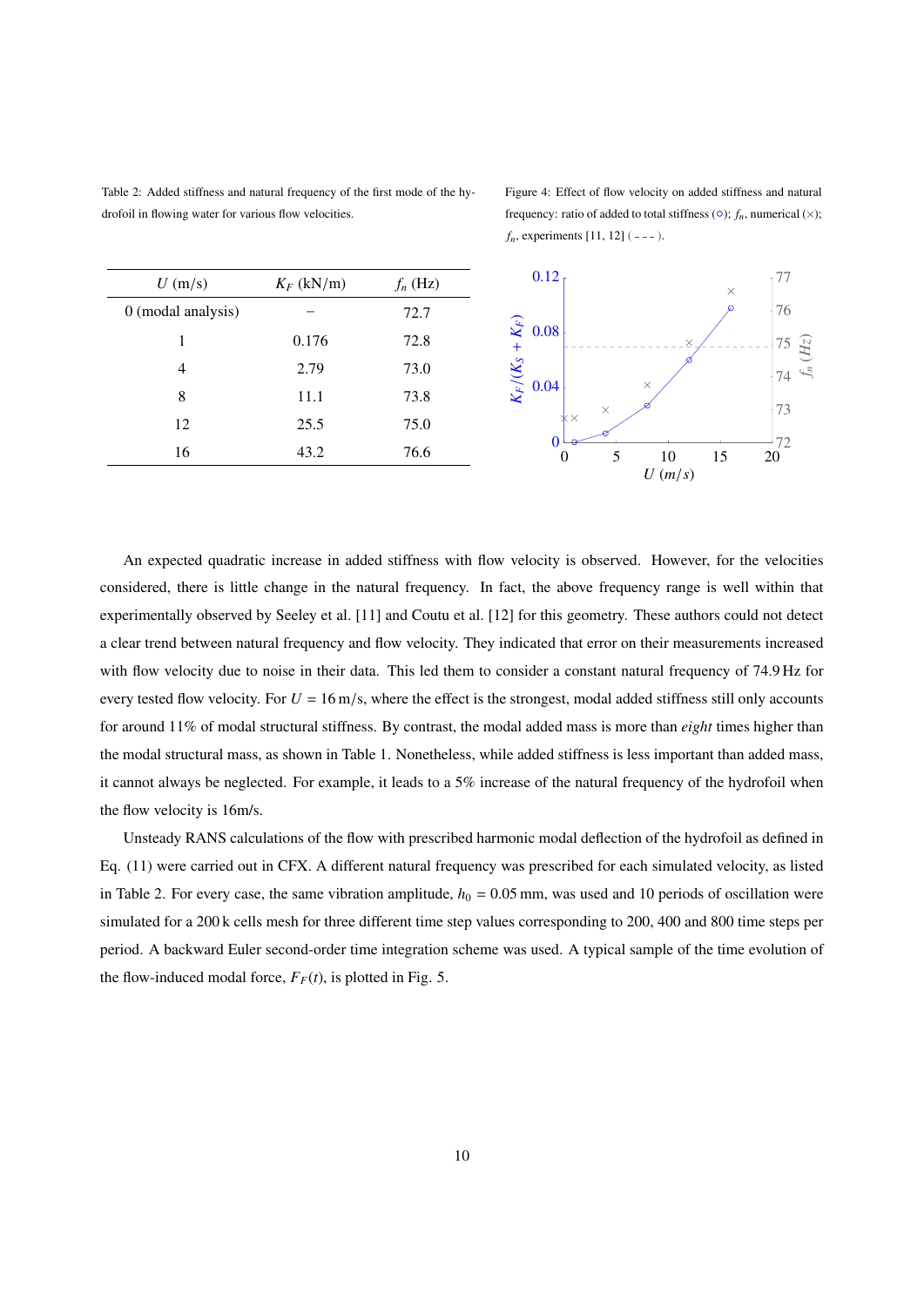Table 2: Added stiffness and natural frequency of the first mode of the hydrofoil in flowing water for various flow velocities.

| $U$ (m/s) | $K_F$ (kN/m) | $f_n$ (Hz) |
|---|---|---|
| 0 (modal analysis) | – | 72.7 |
| 1 | 0.176 | 72.8 |
| 4 | 2.79 | 73.0 |
| 8 | 11.1 | 73.8 |
| 12 | 25.5 | 75.0 |
| 16 | 43.2 | 76.6 |

Figure 4: Effect of flow velocity on added stiffness and natural frequency: ratio of added to total stiffness (○); $f_n$, numerical (×); $f_n$, experiments [11, 12] ( – – – ).

An expected quadratic increase in added stiffness with flow velocity is observed. However, for the velocities considered, there is little change in the natural frequency. In fact, the above frequency range is well within that experimentally observed by Seeley et al. [11] and Coutu et al. [12] for this geometry. These authors could not detect a clear trend between natural frequency and flow velocity. They indicated that error on their measurements increased with flow velocity due to noise in their data. This led them to consider a constant natural frequency of 74.9 Hz for every tested flow velocity. For $U = 16$ m/s, where the effect is the strongest, modal added stiffness still only accounts for around 11% of modal structural stiffness. By contrast, the modal added mass is more than *eight* times higher than the modal structural mass, as shown in Table 1. Nonetheless, while added stiffness is less important than added mass, it cannot always be neglected. For example, it leads to a 5% increase of the natural frequency of the hydrofoil when the flow velocity is 16m/s.

Unsteady RANS calculations of the flow with prescribed harmonic modal deflection of the hydrofoil as defined in Eq. (11) were carried out in CFX. A different natural frequency was prescribed for each simulated velocity, as listed in Table 2. For every case, the same vibration amplitude, $h_0 = 0.05$ mm, was used and 10 periods of oscillation were simulated for a 200 k cells mesh for three different time step values corresponding to 200, 400 and 800 time steps per period. A backward Euler second-order time integration scheme was used. A typical sample of the time evolution of the flow-induced modal force, $F_F(t)$, is plotted in Fig. 5.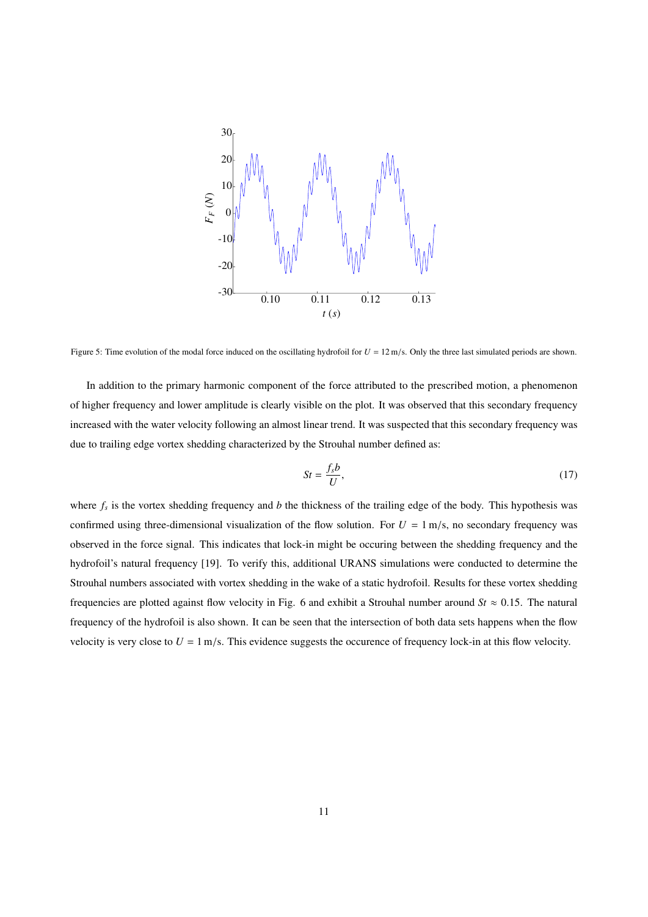Figure 5: Time evolution of the modal force induced on the oscillating hydrofoil for $U = 12\,\text{m/s}$. Only the three last simulated periods are shown.

In addition to the primary harmonic component of the force attributed to the prescribed motion, a phenomenon of higher frequency and lower amplitude is clearly visible on the plot. It was observed that this secondary frequency increased with the water velocity following an almost linear trend. It was suspected that this secondary frequency was due to trailing edge vortex shedding characterized by the Strouhal number defined as:

$$St = \frac{f_s b}{U}, \tag{17}$$

where $f_s$ is the vortex shedding frequency and $b$ the thickness of the trailing edge of the body. This hypothesis was confirmed using three-dimensional visualization of the flow solution. For $U = 1\,\text{m/s}$, no secondary frequency was observed in the force signal. This indicates that lock-in might be occuring between the shedding frequency and the hydrofoil's natural frequency [19]. To verify this, additional URANS simulations were conducted to determine the Strouhal numbers associated with vortex shedding in the wake of a static hydrofoil. Results for these vortex shedding frequencies are plotted against flow velocity in Fig. 6 and exhibit a Strouhal number around $St \approx 0.15$. The natural frequency of the hydrofoil is also shown. It can be seen that the intersection of both data sets happens when the flow velocity is very close to $U = 1\,\text{m/s}$. This evidence suggests the occurence of frequency lock-in at this flow velocity.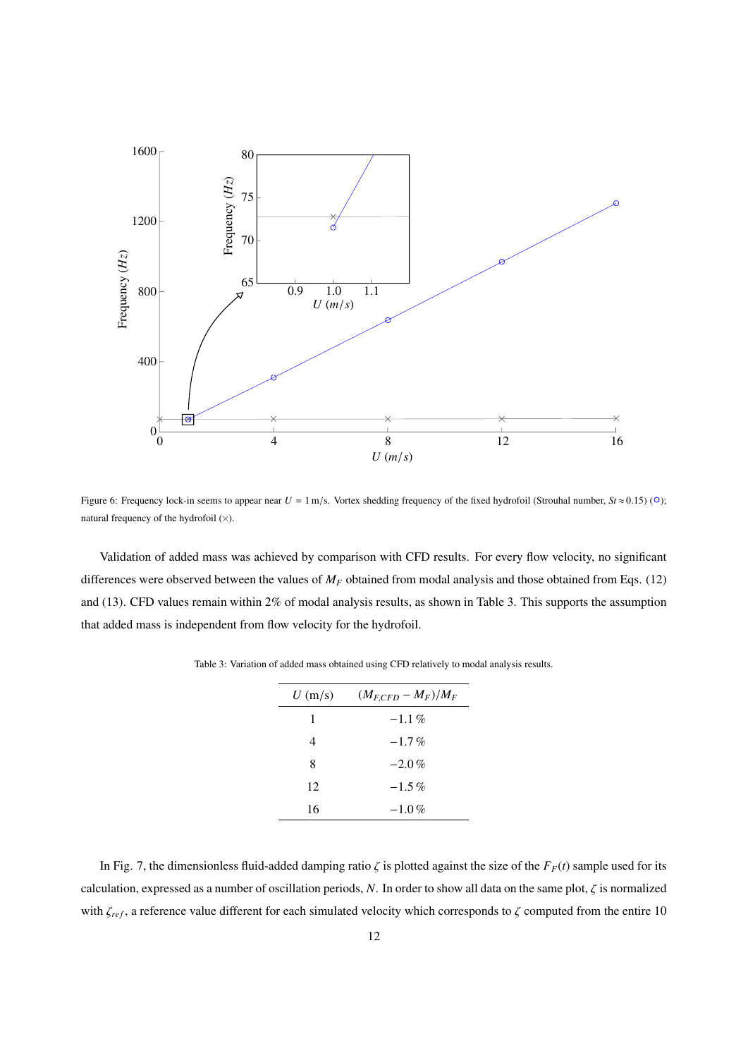Figure 6: Frequency lock-in seems to appear near $U = 1$ m/s. Vortex shedding frequency of the fixed hydrofoil (Strouhal number, $St \approx 0.15$) (○); natural frequency of the hydrofoil (×).

Validation of added mass was achieved by comparison with CFD results. For every flow velocity, no significant differences were observed between the values of $M_F$ obtained from modal analysis and those obtained from Eqs. (12) and (13). CFD values remain within 2% of modal analysis results, as shown in Table 3. This supports the assumption that added mass is independent from flow velocity for the hydrofoil.

Table 3: Variation of added mass obtained using CFD relatively to modal analysis results.

| $U$ (m/s) | $(M_{F,CFD} - M_F)/M_F$ |
|---|---|
| 1 | $-1.1\,\%$ |
| 4 | $-1.7\,\%$ |
| 8 | $-2.0\,\%$ |
| 12 | $-1.5\,\%$ |
| 16 | $-1.0\,\%$ |

In Fig. 7, the dimensionless fluid-added damping ratio $\zeta$ is plotted against the size of the $F_F(t)$ sample used for its calculation, expressed as a number of oscillation periods, $N$. In order to show all data on the same plot, $\zeta$ is normalized with $\zeta_{ref}$, a reference value different for each simulated velocity which corresponds to $\zeta$ computed from the entire 10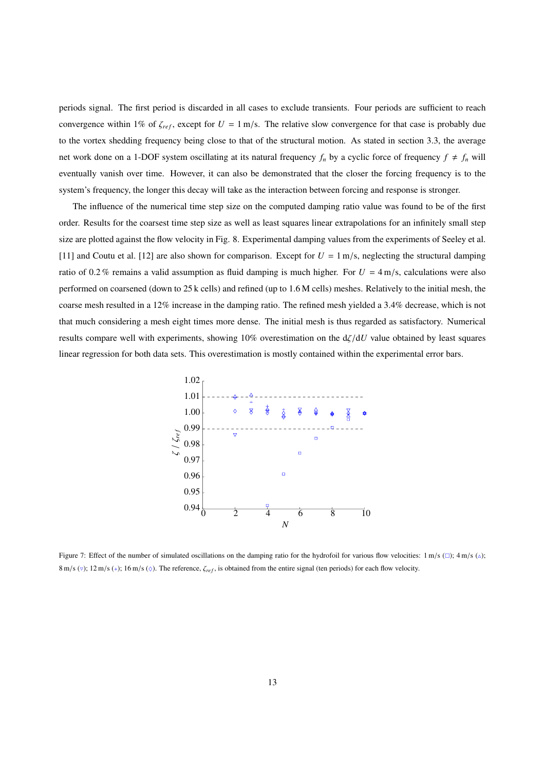periods signal. The first period is discarded in all cases to exclude transients. Four periods are sufficient to reach convergence within 1% of $\zeta_{ref}$, except for $U = 1\,\mathrm{m/s}$. The relative slow convergence for that case is probably due to the vortex shedding frequency being close to that of the structural motion. As stated in section 3.3, the average net work done on a 1-DOF system oscillating at its natural frequency $f_n$ by a cyclic force of frequency $f \neq f_n$ will eventually vanish over time. However, it can also be demonstrated that the closer the forcing frequency is to the system's frequency, the longer this decay will take as the interaction between forcing and response is stronger.

The influence of the numerical time step size on the computed damping ratio value was found to be of the first order. Results for the coarsest time step size as well as least squares linear extrapolations for an infinitely small step size are plotted against the flow velocity in Fig. 8. Experimental damping values from the experiments of Seeley et al. [11] and Coutu et al. [12] are also shown for comparison. Except for $U = 1\,\mathrm{m/s}$, neglecting the structural damping ratio of 0.2 % remains a valid assumption as fluid damping is much higher. For $U = 4\,\mathrm{m/s}$, calculations were also performed on coarsened (down to 25 k cells) and refined (up to 1.6 M cells) meshes. Relatively to the initial mesh, the coarse mesh resulted in a 12% increase in the damping ratio. The refined mesh yielded a 3.4% decrease, which is not that much considering a mesh eight times more dense. The initial mesh is thus regarded as satisfactory. Numerical results compare well with experiments, showing 10% overestimation on the $\mathrm{d}\zeta/\mathrm{d}U$ value obtained by least squares linear regression for both data sets. This overestimation is mostly contained within the experimental error bars.

Figure 7: Effect of the number of simulated oscillations on the damping ratio for the hydrofoil for various flow velocities: 1 m/s (□); 4 m/s (△); 8 m/s (▽); 12 m/s (+); 16 m/s (◇). The reference, $\zeta_{ref}$, is obtained from the entire signal (ten periods) for each flow velocity.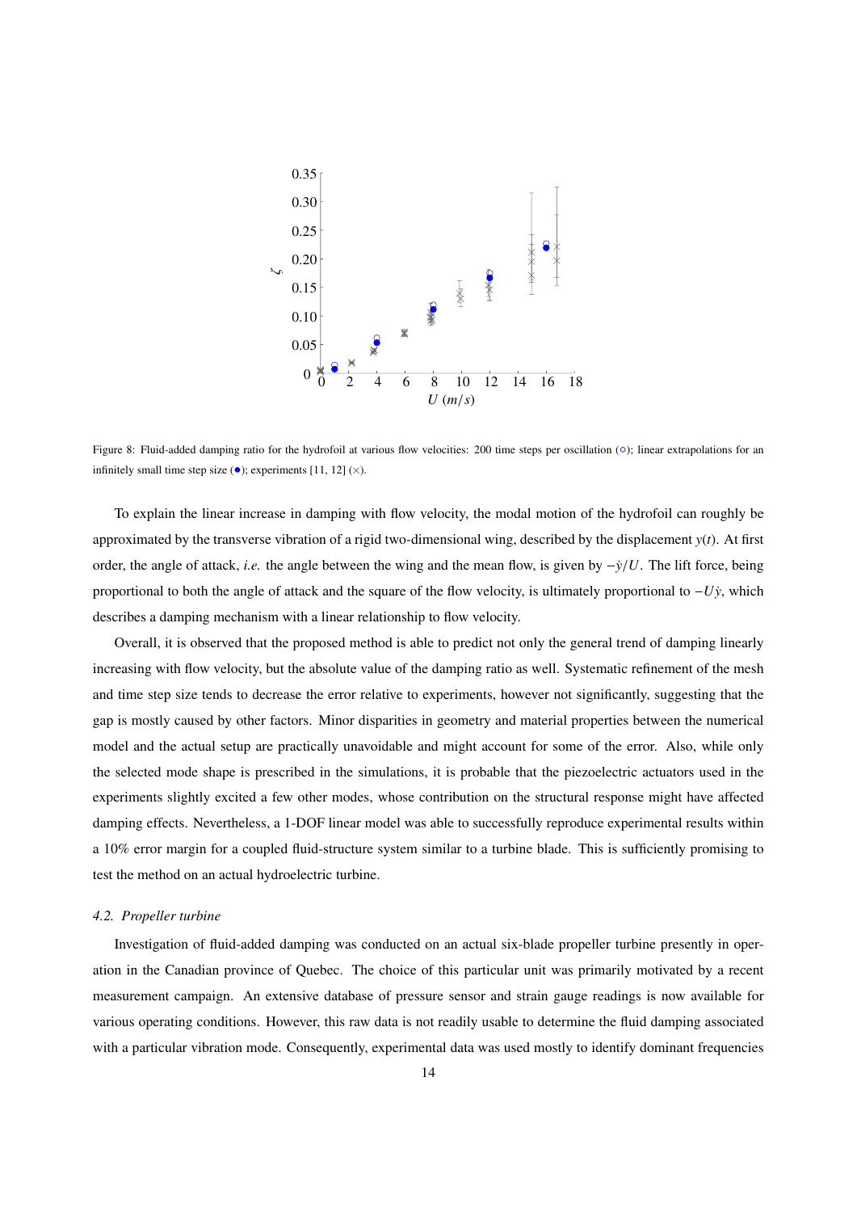Figure 8: Fluid-added damping ratio for the hydrofoil at various flow velocities: 200 time steps per oscillation (○); linear extrapolations for an infinitely small time step size (●); experiments [11, 12] (×).

To explain the linear increase in damping with flow velocity, the modal motion of the hydrofoil can roughly be approximated by the transverse vibration of a rigid two-dimensional wing, described by the displacement $y(t)$. At first order, the angle of attack, *i.e.* the angle between the wing and the mean flow, is given by $-\dot{y}/U$. The lift force, being proportional to both the angle of attack and the square of the flow velocity, is ultimately proportional to $-U\dot{y}$, which describes a damping mechanism with a linear relationship to flow velocity.

Overall, it is observed that the proposed method is able to predict not only the general trend of damping linearly increasing with flow velocity, but the absolute value of the damping ratio as well. Systematic refinement of the mesh and time step size tends to decrease the error relative to experiments, however not significantly, suggesting that the gap is mostly caused by other factors. Minor disparities in geometry and material properties between the numerical model and the actual setup are practically unavoidable and might account for some of the error. Also, while only the selected mode shape is prescribed in the simulations, it is probable that the piezoelectric actuators used in the experiments slightly excited a few other modes, whose contribution on the structural response might have affected damping effects. Nevertheless, a 1-DOF linear model was able to successfully reproduce experimental results within a 10% error margin for a coupled fluid-structure system similar to a turbine blade. This is sufficiently promising to test the method on an actual hydroelectric turbine.

### 4.2. *Propeller turbine*

Investigation of fluid-added damping was conducted on an actual six-blade propeller turbine presently in operation in the Canadian province of Quebec. The choice of this particular unit was primarily motivated by a recent measurement campaign. An extensive database of pressure sensor and strain gauge readings is now available for various operating conditions. However, this raw data is not readily usable to determine the fluid damping associated with a particular vibration mode. Consequently, experimental data was used mostly to identify dominant frequencies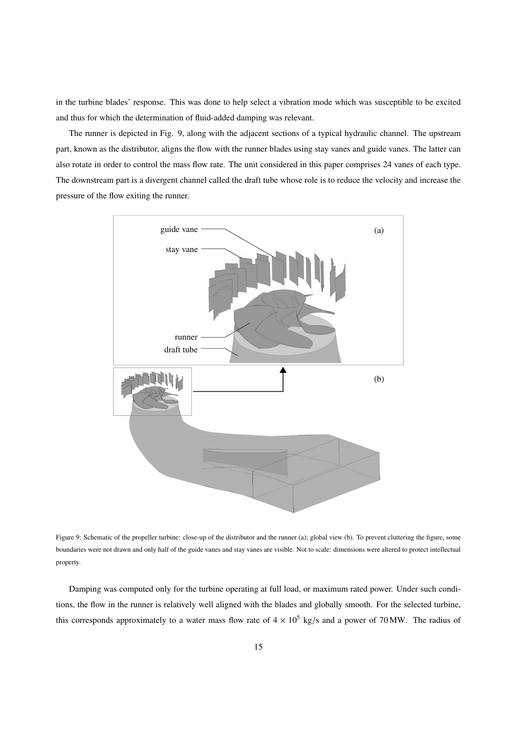in the turbine blades' response. This was done to help select a vibration mode which was susceptible to be excited and thus for which the determination of fluid-added damping was relevant.

The runner is depicted in Fig. 9, along with the adjacent sections of a typical hydraulic channel. The upstream part, known as the distributor, aligns the flow with the runner blades using stay vanes and guide vanes. The latter can also rotate in order to control the mass flow rate. The unit considered in this paper comprises 24 vanes of each type. The downstream part is a divergent channel called the draft tube whose role is to reduce the velocity and increase the pressure of the flow exiting the runner.

Figure 9: Schematic of the propeller turbine: close-up of the distributor and the runner (a); global view (b). To prevent cluttering the figure, some boundaries were not drawn and only half of the guide vanes and stay vanes are visible. Not to scale: dimensions were altered to protect intellectual property.

Damping was computed only for the turbine operating at full load, or maximum rated power. Under such conditions, the flow in the runner is relatively well aligned with the blades and globally smooth. For the selected turbine, this corresponds approximately to a water mass flow rate of $4 \times 10^5$ kg/s and a power of 70 MW. The radius of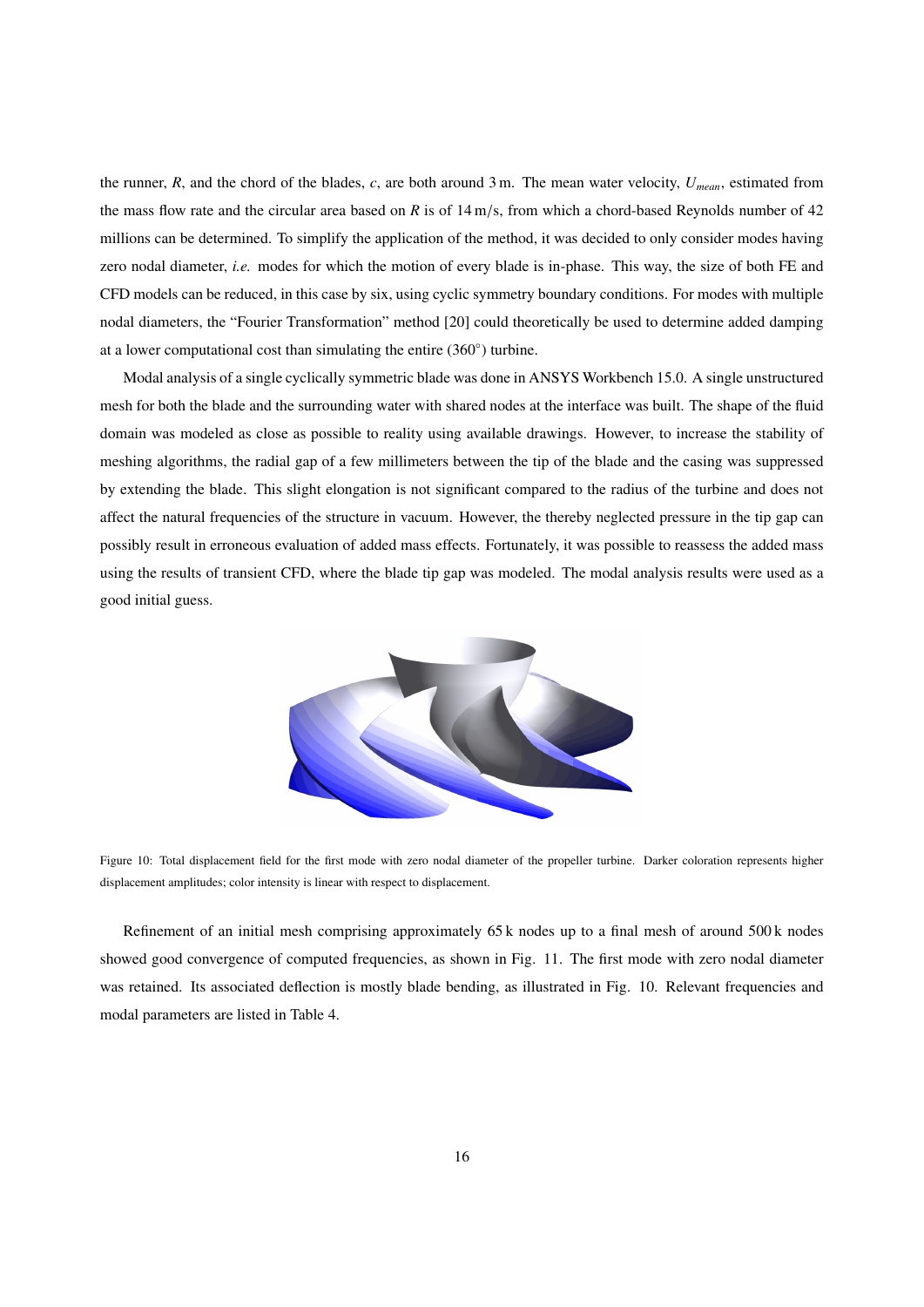the runner, $R$, and the chord of the blades, $c$, are both around 3 m. The mean water velocity, $U_{mean}$, estimated from the mass flow rate and the circular area based on $R$ is of 14 m/s, from which a chord-based Reynolds number of 42 millions can be determined. To simplify the application of the method, it was decided to only consider modes having zero nodal diameter, *i.e.* modes for which the motion of every blade is in-phase. This way, the size of both FE and CFD models can be reduced, in this case by six, using cyclic symmetry boundary conditions. For modes with multiple nodal diameters, the "Fourier Transformation" method [20] could theoretically be used to determine added damping at a lower computational cost than simulating the entire (360°) turbine.

Modal analysis of a single cyclically symmetric blade was done in ANSYS Workbench 15.0. A single unstructured mesh for both the blade and the surrounding water with shared nodes at the interface was built. The shape of the fluid domain was modeled as close as possible to reality using available drawings. However, to increase the stability of meshing algorithms, the radial gap of a few millimeters between the tip of the blade and the casing was suppressed by extending the blade. This slight elongation is not significant compared to the radius of the turbine and does not affect the natural frequencies of the structure in vacuum. However, the thereby neglected pressure in the tip gap can possibly result in erroneous evaluation of added mass effects. Fortunately, it was possible to reassess the added mass using the results of transient CFD, where the blade tip gap was modeled. The modal analysis results were used as a good initial guess.

Figure 10: Total displacement field for the first mode with zero nodal diameter of the propeller turbine. Darker coloration represents higher displacement amplitudes; color intensity is linear with respect to displacement.

Refinement of an initial mesh comprising approximately 65 k nodes up to a final mesh of around 500 k nodes showed good convergence of computed frequencies, as shown in Fig. 11. The first mode with zero nodal diameter was retained. Its associated deflection is mostly blade bending, as illustrated in Fig. 10. Relevant frequencies and modal parameters are listed in Table 4.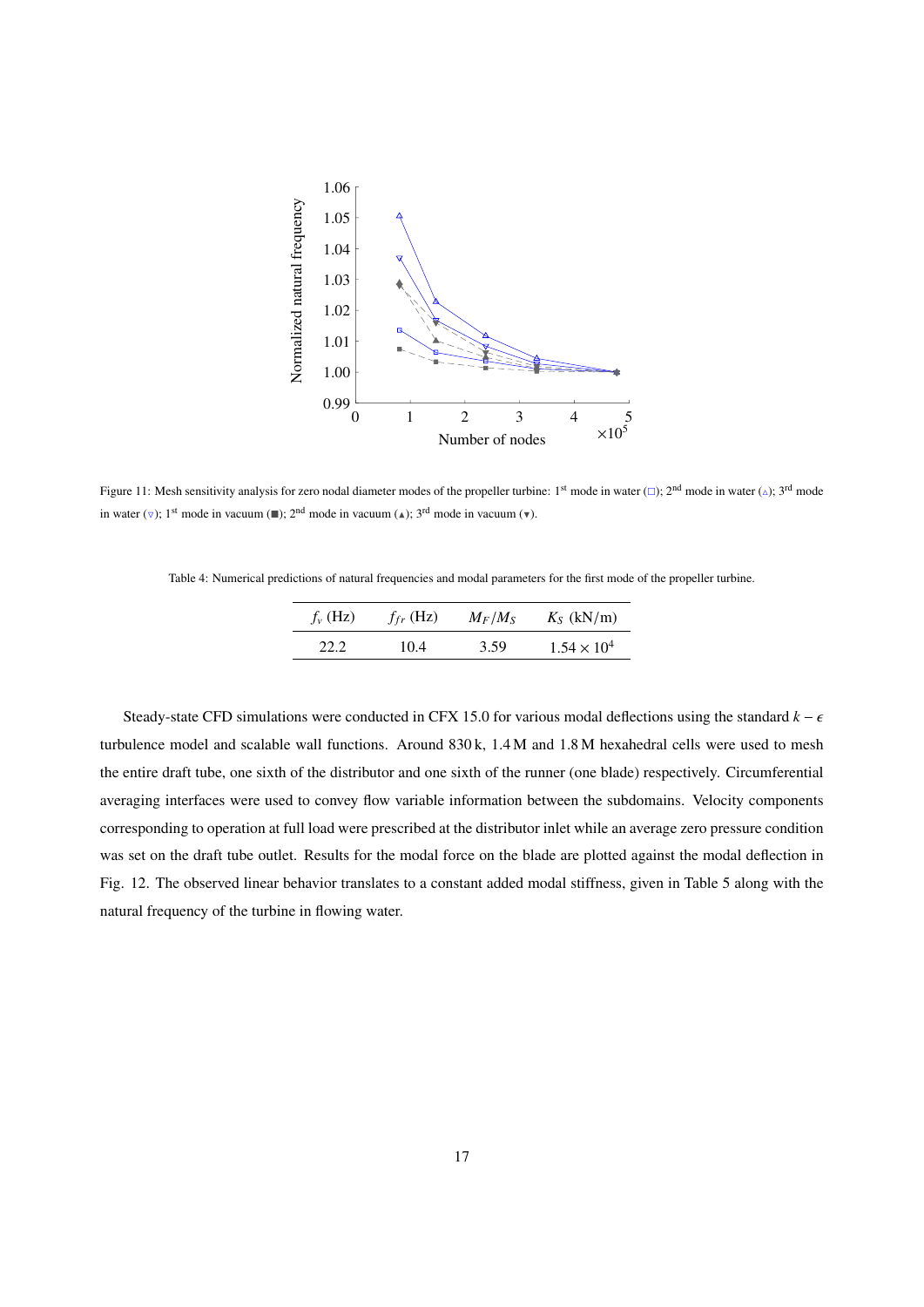Figure 11: Mesh sensitivity analysis for zero nodal diameter modes of the propeller turbine: 1st mode in water (□); 2nd mode in water (△); 3rd mode in water (▽); 1st mode in vacuum (■); 2nd mode in vacuum (▲); 3rd mode in vacuum (▼).

Table 4: Numerical predictions of natural frequencies and modal parameters for the first mode of the propeller turbine.

| $f_v$ (Hz) | $f_{fr}$ (Hz) | $M_F/M_S$ | $K_S$ (kN/m) |
|---|---|---|---|
| 22.2 | 10.4 | 3.59 | $1.54 \times 10^4$ |

Steady-state CFD simulations were conducted in CFX 15.0 for various modal deflections using the standard $k - \epsilon$ turbulence model and scalable wall functions. Around 830 k, 1.4 M and 1.8 M hexahedral cells were used to mesh the entire draft tube, one sixth of the distributor and one sixth of the runner (one blade) respectively. Circumferential averaging interfaces were used to convey flow variable information between the subdomains. Velocity components corresponding to operation at full load were prescribed at the distributor inlet while an average zero pressure condition was set on the draft tube outlet. Results for the modal force on the blade are plotted against the modal deflection in Fig. 12. The observed linear behavior translates to a constant added modal stiffness, given in Table 5 along with the natural frequency of the turbine in flowing water.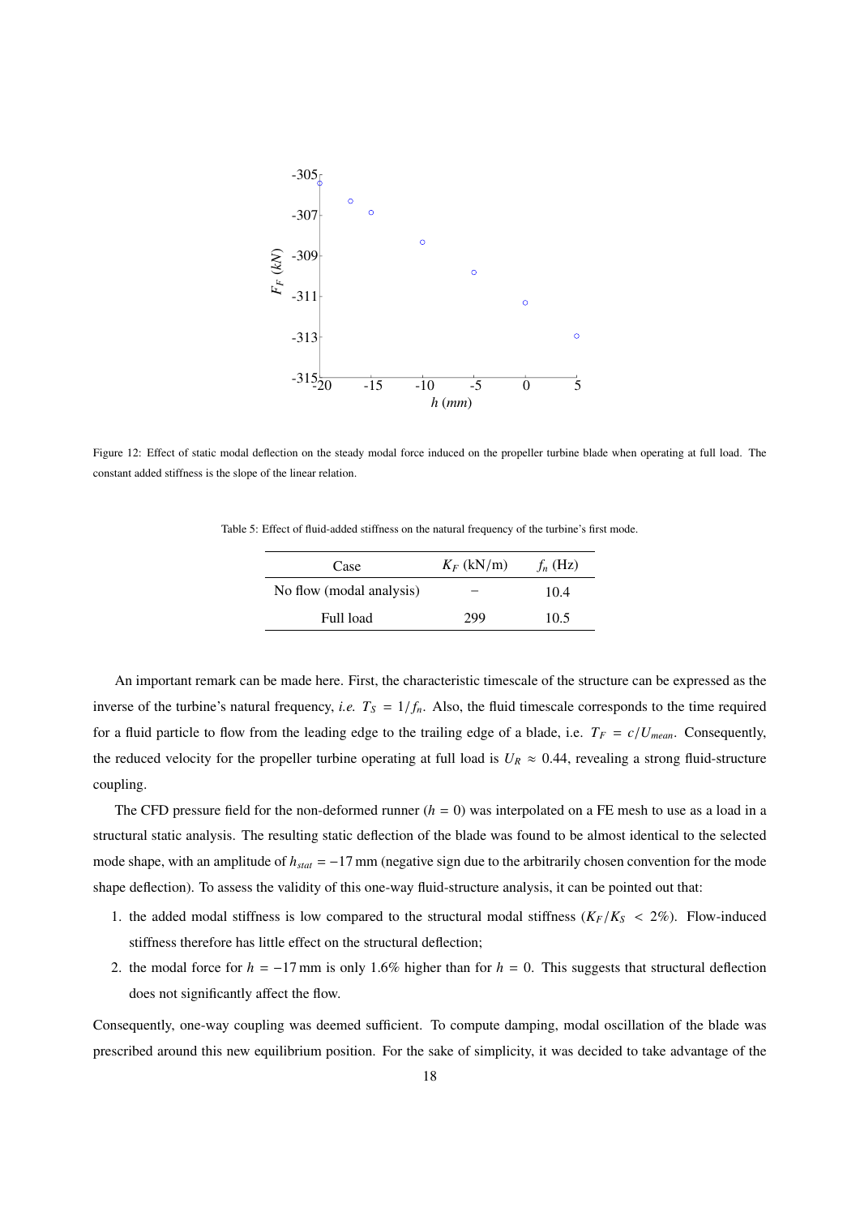Figure 12: Effect of static modal deflection on the steady modal force induced on the propeller turbine blade when operating at full load. The constant added stiffness is the slope of the linear relation.

Table 5: Effect of fluid-added stiffness on the natural frequency of the turbine's first mode.

| Case | $K_F$ (kN/m) | $f_n$ (Hz) |
|---|---|---|
| No flow (modal analysis) | – | 10.4 |
| Full load | 299 | 10.5 |

An important remark can be made here. First, the characteristic timescale of the structure can be expressed as the inverse of the turbine's natural frequency, *i.e.* $T_S = 1/f_n$. Also, the fluid timescale corresponds to the time required for a fluid particle to flow from the leading edge to the trailing edge of a blade, i.e. $T_F = c/U_{mean}$. Consequently, the reduced velocity for the propeller turbine operating at full load is $U_R \approx 0.44$, revealing a strong fluid-structure coupling.

The CFD pressure field for the non-deformed runner ($h = 0$) was interpolated on a FE mesh to use as a load in a structural static analysis. The resulting static deflection of the blade was found to be almost identical to the selected mode shape, with an amplitude of $h_{stat} = -17$ mm (negative sign due to the arbitrarily chosen convention for the mode shape deflection). To assess the validity of this one-way fluid-structure analysis, it can be pointed out that:

1. the added modal stiffness is low compared to the structural modal stiffness ($K_F/K_S < 2\%$). Flow-induced stiffness therefore has little effect on the structural deflection;
2. the modal force for $h = -17$ mm is only 1.6% higher than for $h = 0$. This suggests that structural deflection does not significantly affect the flow.

Consequently, one-way coupling was deemed sufficient. To compute damping, modal oscillation of the blade was prescribed around this new equilibrium position. For the sake of simplicity, it was decided to take advantage of the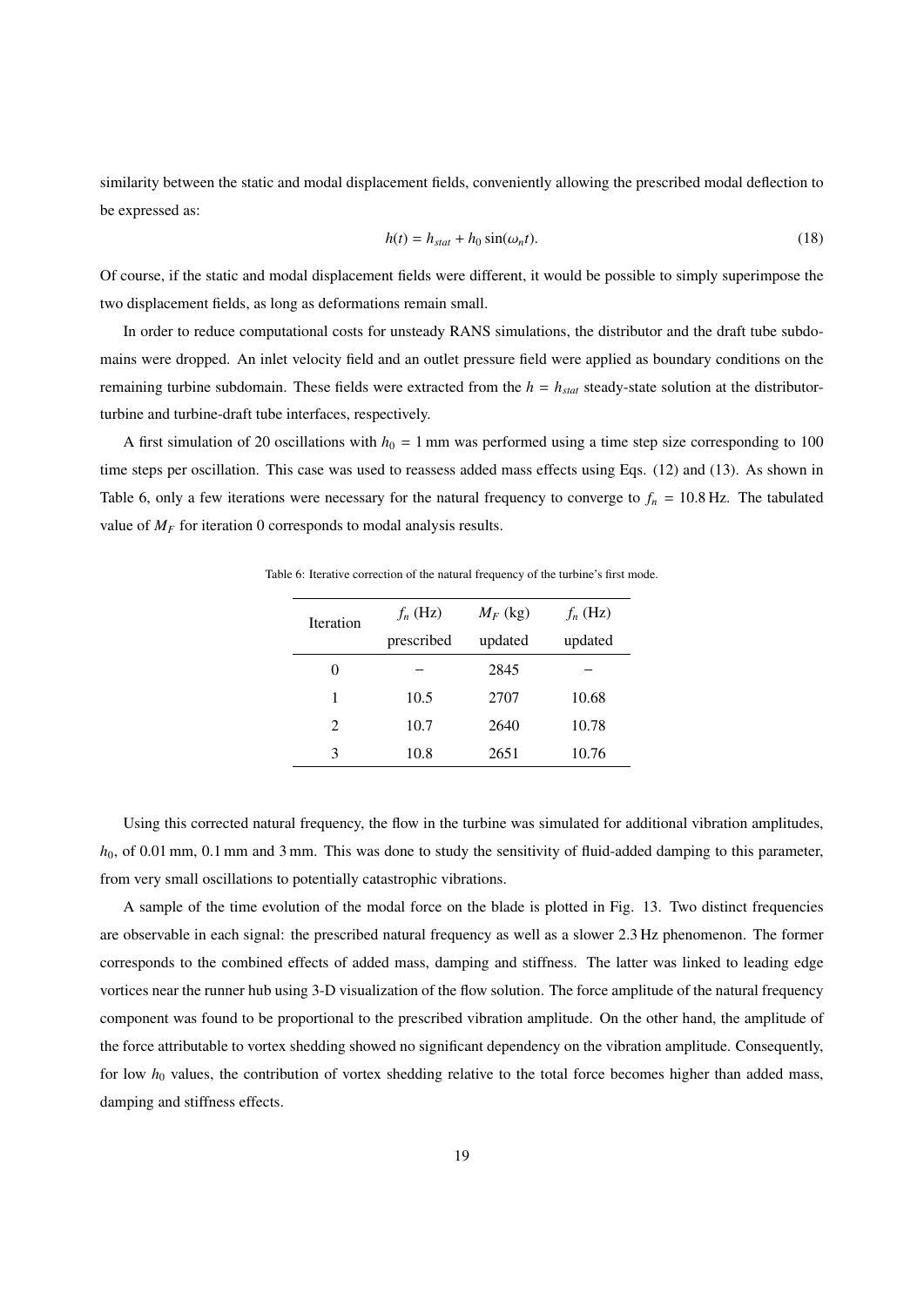similarity between the static and modal displacement fields, conveniently allowing the prescribed modal deflection to be expressed as:

$$h(t) = h_{stat} + h_0 \sin(\omega_n t). \tag{18}$$

Of course, if the static and modal displacement fields were different, it would be possible to simply superimpose the two displacement fields, as long as deformations remain small.

In order to reduce computational costs for unsteady RANS simulations, the distributor and the draft tube subdomains were dropped. An inlet velocity field and an outlet pressure field were applied as boundary conditions on the remaining turbine subdomain. These fields were extracted from the $h = h_{stat}$ steady-state solution at the distributor-turbine and turbine-draft tube interfaces, respectively.

A first simulation of 20 oscillations with $h_0 = 1$ mm was performed using a time step size corresponding to 100 time steps per oscillation. This case was used to reassess added mass effects using Eqs. (12) and (13). As shown in Table 6, only a few iterations were necessary for the natural frequency to converge to $f_n = 10.8$ Hz. The tabulated value of $M_F$ for iteration 0 corresponds to modal analysis results.

Table 6: Iterative correction of the natural frequency of the turbine's first mode.

| Iteration | $f_n$ (Hz) prescribed | $M_F$ (kg) updated | $f_n$ (Hz) updated |
|---|---|---|---|
| 0 | – | 2845 | – |
| 1 | 10.5 | 2707 | 10.68 |
| 2 | 10.7 | 2640 | 10.78 |
| 3 | 10.8 | 2651 | 10.76 |

Using this corrected natural frequency, the flow in the turbine was simulated for additional vibration amplitudes, $h_0$, of 0.01 mm, 0.1 mm and 3 mm. This was done to study the sensitivity of fluid-added damping to this parameter, from very small oscillations to potentially catastrophic vibrations.

A sample of the time evolution of the modal force on the blade is plotted in Fig. 13. Two distinct frequencies are observable in each signal: the prescribed natural frequency as well as a slower 2.3 Hz phenomenon. The former corresponds to the combined effects of added mass, damping and stiffness. The latter was linked to leading edge vortices near the runner hub using 3-D visualization of the flow solution. The force amplitude of the natural frequency component was found to be proportional to the prescribed vibration amplitude. On the other hand, the amplitude of the force attributable to vortex shedding showed no significant dependency on the vibration amplitude. Consequently, for low $h_0$ values, the contribution of vortex shedding relative to the total force becomes higher than added mass, damping and stiffness effects.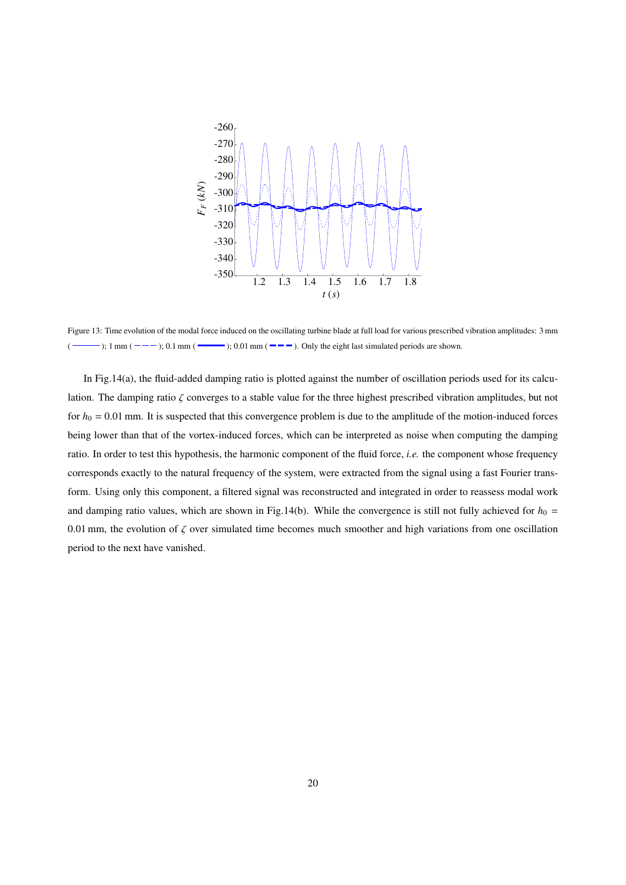Figure 13: Time evolution of the modal force induced on the oscillating turbine blade at full load for various prescribed vibration amplitudes: 3 mm (———); 1 mm (− − −); 0.1 mm (▬▬▬); 0.01 mm (▬ ▬ ▬). Only the eight last simulated periods are shown.

In Fig.14(a), the fluid-added damping ratio is plotted against the number of oscillation periods used for its calculation. The damping ratio $\zeta$ converges to a stable value for the three highest prescribed vibration amplitudes, but not for $h_0 = 0.01$ mm. It is suspected that this convergence problem is due to the amplitude of the motion-induced forces being lower than that of the vortex-induced forces, which can be interpreted as noise when computing the damping ratio. In order to test this hypothesis, the harmonic component of the fluid force, *i.e.* the component whose frequency corresponds exactly to the natural frequency of the system, were extracted from the signal using a fast Fourier transform. Using only this component, a filtered signal was reconstructed and integrated in order to reassess modal work and damping ratio values, which are shown in Fig.14(b). While the convergence is still not fully achieved for $h_0 = 0.01$ mm, the evolution of $\zeta$ over simulated time becomes much smoother and high variations from one oscillation period to the next have vanished.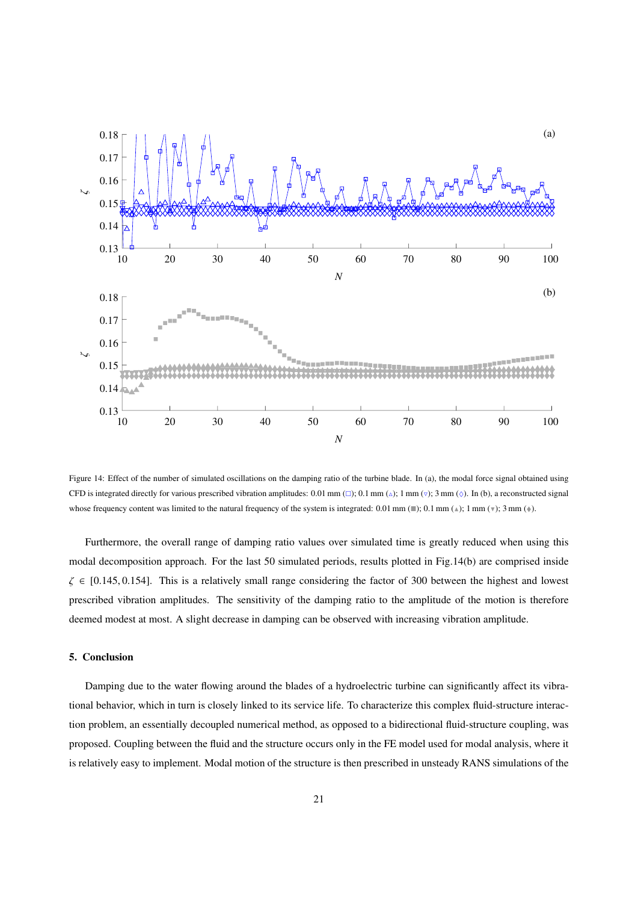Figure 14: Effect of the number of simulated oscillations on the damping ratio of the turbine blade. In (a), the modal force signal obtained using CFD is integrated directly for various prescribed vibration amplitudes: 0.01 mm (□); 0.1 mm (△); 1 mm (▽); 3 mm (◇). In (b), a reconstructed signal whose frequency content was limited to the natural frequency of the system is integrated: 0.01 mm (■); 0.1 mm (▲); 1 mm (▼); 3 mm (◆).

Furthermore, the overall range of damping ratio values over simulated time is greatly reduced when using this modal decomposition approach. For the last 50 simulated periods, results plotted in Fig.14(b) are comprised inside $\zeta \in [0.145, 0.154]$. This is a relatively small range considering the factor of 300 between the highest and lowest prescribed vibration amplitudes. The sensitivity of the damping ratio to the amplitude of the motion is therefore deemed modest at most. A slight decrease in damping can be observed with increasing vibration amplitude.

## 5. Conclusion

Damping due to the water flowing around the blades of a hydroelectric turbine can significantly affect its vibrational behavior, which in turn is closely linked to its service life. To characterize this complex fluid-structure interaction problem, an essentially decoupled numerical method, as opposed to a bidirectional fluid-structure coupling, was proposed. Coupling between the fluid and the structure occurs only in the FE model used for modal analysis, where it is relatively easy to implement. Modal motion of the structure is then prescribed in unsteady RANS simulations of the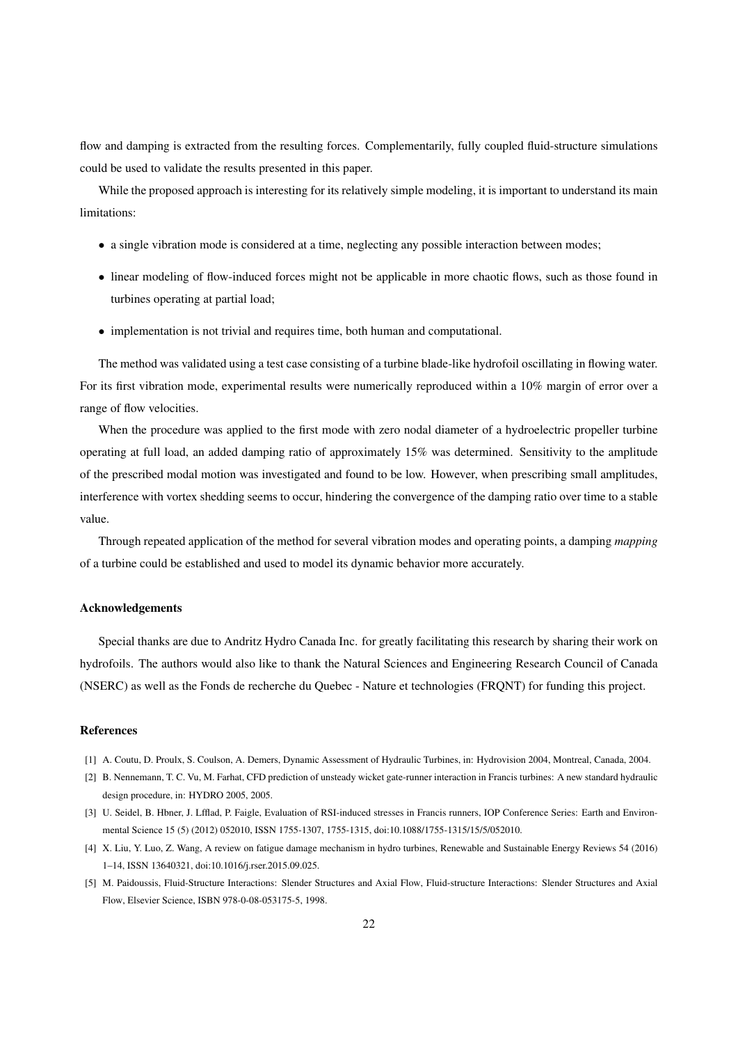flow and damping is extracted from the resulting forces. Complementarily, fully coupled fluid-structure simulations could be used to validate the results presented in this paper.

While the proposed approach is interesting for its relatively simple modeling, it is important to understand its main limitations:

- a single vibration mode is considered at a time, neglecting any possible interaction between modes;
- linear modeling of flow-induced forces might not be applicable in more chaotic flows, such as those found in turbines operating at partial load;
- implementation is not trivial and requires time, both human and computational.

The method was validated using a test case consisting of a turbine blade-like hydrofoil oscillating in flowing water. For its first vibration mode, experimental results were numerically reproduced within a 10% margin of error over a range of flow velocities.

When the procedure was applied to the first mode with zero nodal diameter of a hydroelectric propeller turbine operating at full load, an added damping ratio of approximately 15% was determined. Sensitivity to the amplitude of the prescribed modal motion was investigated and found to be low. However, when prescribing small amplitudes, interference with vortex shedding seems to occur, hindering the convergence of the damping ratio over time to a stable value.

Through repeated application of the method for several vibration modes and operating points, a damping *mapping* of a turbine could be established and used to model its dynamic behavior more accurately.

## Acknowledgements

Special thanks are due to Andritz Hydro Canada Inc. for greatly facilitating this research by sharing their work on hydrofoils. The authors would also like to thank the Natural Sciences and Engineering Research Council of Canada (NSERC) as well as the Fonds de recherche du Quebec - Nature et technologies (FRQNT) for funding this project.

## References

[1] A. Coutu, D. Proulx, S. Coulson, A. Demers, Dynamic Assessment of Hydraulic Turbines, in: Hydrovision 2004, Montreal, Canada, 2004.

[2] B. Nennemann, T. C. Vu, M. Farhat, CFD prediction of unsteady wicket gate-runner interaction in Francis turbines: A new standard hydraulic design procedure, in: HYDRO 2005, 2005.

[3] U. Seidel, B. Hbner, J. Lfflad, P. Faigle, Evaluation of RSI-induced stresses in Francis runners, IOP Conference Series: Earth and Environmental Science 15 (5) (2012) 052010, ISSN 1755-1307, 1755-1315, doi:10.1088/1755-1315/15/5/052010.

[4] X. Liu, Y. Luo, Z. Wang, A review on fatigue damage mechanism in hydro turbines, Renewable and Sustainable Energy Reviews 54 (2016) 1–14, ISSN 13640321, doi:10.1016/j.rser.2015.09.025.

[5] M. Paidoussis, Fluid-Structure Interactions: Slender Structures and Axial Flow, Fluid-structure Interactions: Slender Structures and Axial Flow, Elsevier Science, ISBN 978-0-08-053175-5, 1998.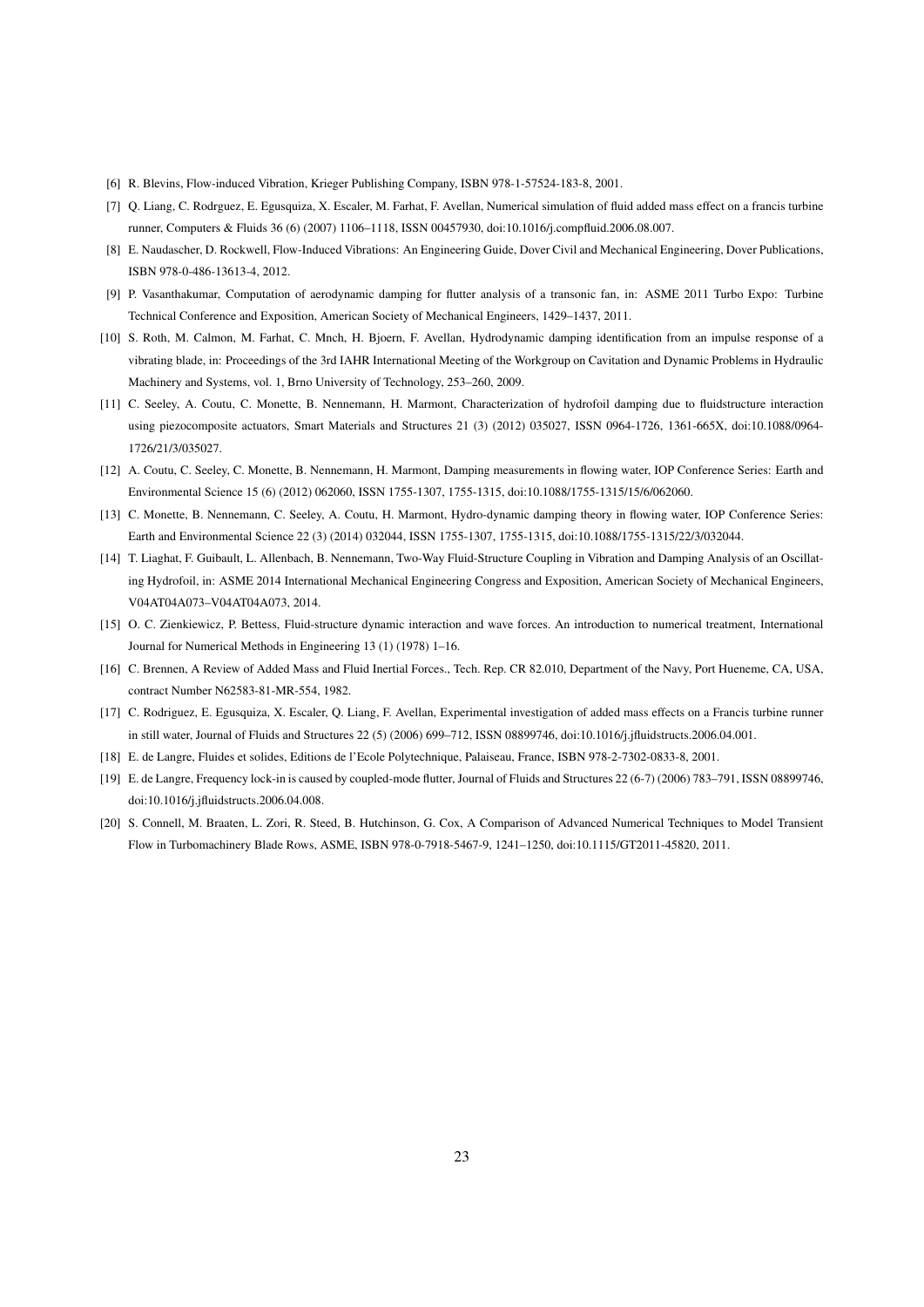[6] R. Blevins, Flow-induced Vibration, Krieger Publishing Company, ISBN 978-1-57524-183-8, 2001.

[7] Q. Liang, C. Rodrguez, E. Egusquiza, X. Escaler, M. Farhat, F. Avellan, Numerical simulation of fluid added mass effect on a francis turbine runner, Computers & Fluids 36 (6) (2007) 1106–1118, ISSN 00457930, doi:10.1016/j.compfluid.2006.08.007.

[8] E. Naudascher, D. Rockwell, Flow-Induced Vibrations: An Engineering Guide, Dover Civil and Mechanical Engineering, Dover Publications, ISBN 978-0-486-13613-4, 2012.

[9] P. Vasanthakumar, Computation of aerodynamic damping for flutter analysis of a transonic fan, in: ASME 2011 Turbo Expo: Turbine Technical Conference and Exposition, American Society of Mechanical Engineers, 1429–1437, 2011.

[10] S. Roth, M. Calmon, M. Farhat, C. Mnch, H. Bjoern, F. Avellan, Hydrodynamic damping identification from an impulse response of a vibrating blade, in: Proceedings of the 3rd IAHR International Meeting of the Workgroup on Cavitation and Dynamic Problems in Hydraulic Machinery and Systems, vol. 1, Brno University of Technology, 253–260, 2009.

[11] C. Seeley, A. Coutu, C. Monette, B. Nennemann, H. Marmont, Characterization of hydrofoil damping due to fluidstructure interaction using piezocomposite actuators, Smart Materials and Structures 21 (3) (2012) 035027, ISSN 0964-1726, 1361-665X, doi:10.1088/0964-1726/21/3/035027.

[12] A. Coutu, C. Seeley, C. Monette, B. Nennemann, H. Marmont, Damping measurements in flowing water, IOP Conference Series: Earth and Environmental Science 15 (6) (2012) 062060, ISSN 1755-1307, 1755-1315, doi:10.1088/1755-1315/15/6/062060.

[13] C. Monette, B. Nennemann, C. Seeley, A. Coutu, H. Marmont, Hydro-dynamic damping theory in flowing water, IOP Conference Series: Earth and Environmental Science 22 (3) (2014) 032044, ISSN 1755-1307, 1755-1315, doi:10.1088/1755-1315/22/3/032044.

[14] T. Liaghat, F. Guibault, L. Allenbach, B. Nennemann, Two-Way Fluid-Structure Coupling in Vibration and Damping Analysis of an Oscillating Hydrofoil, in: ASME 2014 International Mechanical Engineering Congress and Exposition, American Society of Mechanical Engineers, V04AT04A073–V04AT04A073, 2014.

[15] O. C. Zienkiewicz, P. Bettess, Fluid-structure dynamic interaction and wave forces. An introduction to numerical treatment, International Journal for Numerical Methods in Engineering 13 (1) (1978) 1–16.

[16] C. Brennen, A Review of Added Mass and Fluid Inertial Forces., Tech. Rep. CR 82.010, Department of the Navy, Port Hueneme, CA, USA, contract Number N62583-81-MR-554, 1982.

[17] C. Rodriguez, E. Egusquiza, X. Escaler, Q. Liang, F. Avellan, Experimental investigation of added mass effects on a Francis turbine runner in still water, Journal of Fluids and Structures 22 (5) (2006) 699–712, ISSN 08899746, doi:10.1016/j.jfluidstructs.2006.04.001.

[18] E. de Langre, Fluides et solides, Editions de l'Ecole Polytechnique, Palaiseau, France, ISBN 978-2-7302-0833-8, 2001.

[19] E. de Langre, Frequency lock-in is caused by coupled-mode flutter, Journal of Fluids and Structures 22 (6-7) (2006) 783–791, ISSN 08899746, doi:10.1016/j.jfluidstructs.2006.04.008.

[20] S. Connell, M. Braaten, L. Zori, R. Steed, B. Hutchinson, G. Cox, A Comparison of Advanced Numerical Techniques to Model Transient Flow in Turbomachinery Blade Rows, ASME, ISBN 978-0-7918-5467-9, 1241–1250, doi:10.1115/GT2011-45820, 2011.